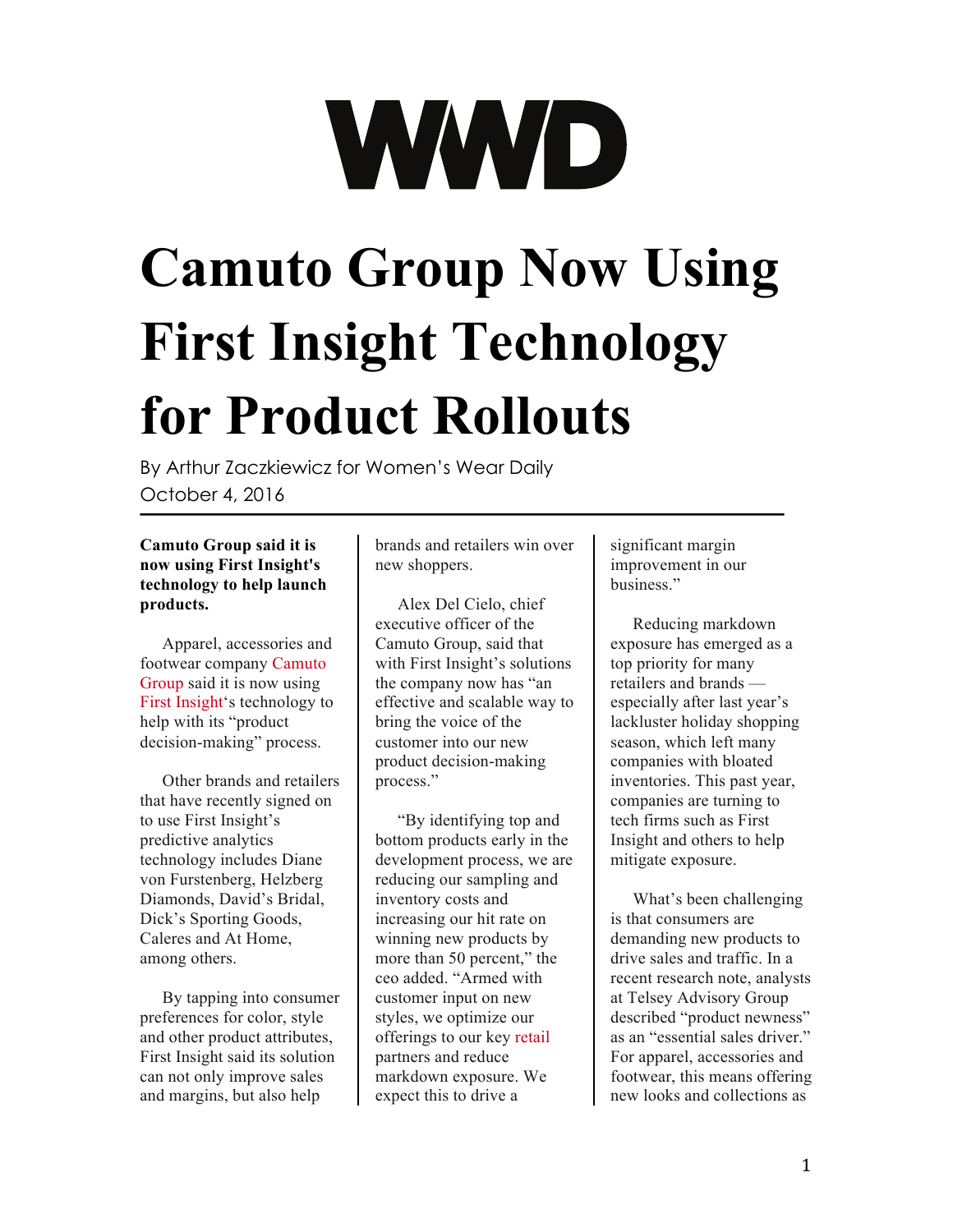WWD

# Camuto Group Now Using First Insight Technology for Product Rollouts

By Arthur Zaczkiewicz for Women's Wear Daily
October 4, 2016

**Camuto Group said it is now using First Insight's technology to help launch products.**

Apparel, accessories and footwear company Camuto Group said it is now using First Insight's technology to help with its "product decision-making" process.

Other brands and retailers that have recently signed on to use First Insight's predictive analytics technology includes Diane von Furstenberg, Helzberg Diamonds, David's Bridal, Dick's Sporting Goods, Caleres and At Home, among others.

By tapping into consumer preferences for color, style and other product attributes, First Insight said its solution can not only improve sales and margins, but also help brands and retailers win over new shoppers.

Alex Del Cielo, chief executive officer of the Camuto Group, said that with First Insight's solutions the company now has "an effective and scalable way to bring the voice of the customer into our new product decision-making process."

"By identifying top and bottom products early in the development process, we are reducing our sampling and inventory costs and increasing our hit rate on winning new products by more than 50 percent," the ceo added. "Armed with customer input on new styles, we optimize our offerings to our key retail partners and reduce markdown exposure. We expect this to drive a significant margin improvement in our business."

Reducing markdown exposure has emerged as a top priority for many retailers and brands — especially after last year's lackluster holiday shopping season, which left many companies with bloated inventories. This past year, companies are turning to tech firms such as First Insight and others to help mitigate exposure.

What's been challenging is that consumers are demanding new products to drive sales and traffic. In a recent research note, analysts at Telsey Advisory Group described "product newness" as an "essential sales driver." For apparel, accessories and footwear, this means offering new looks and collections as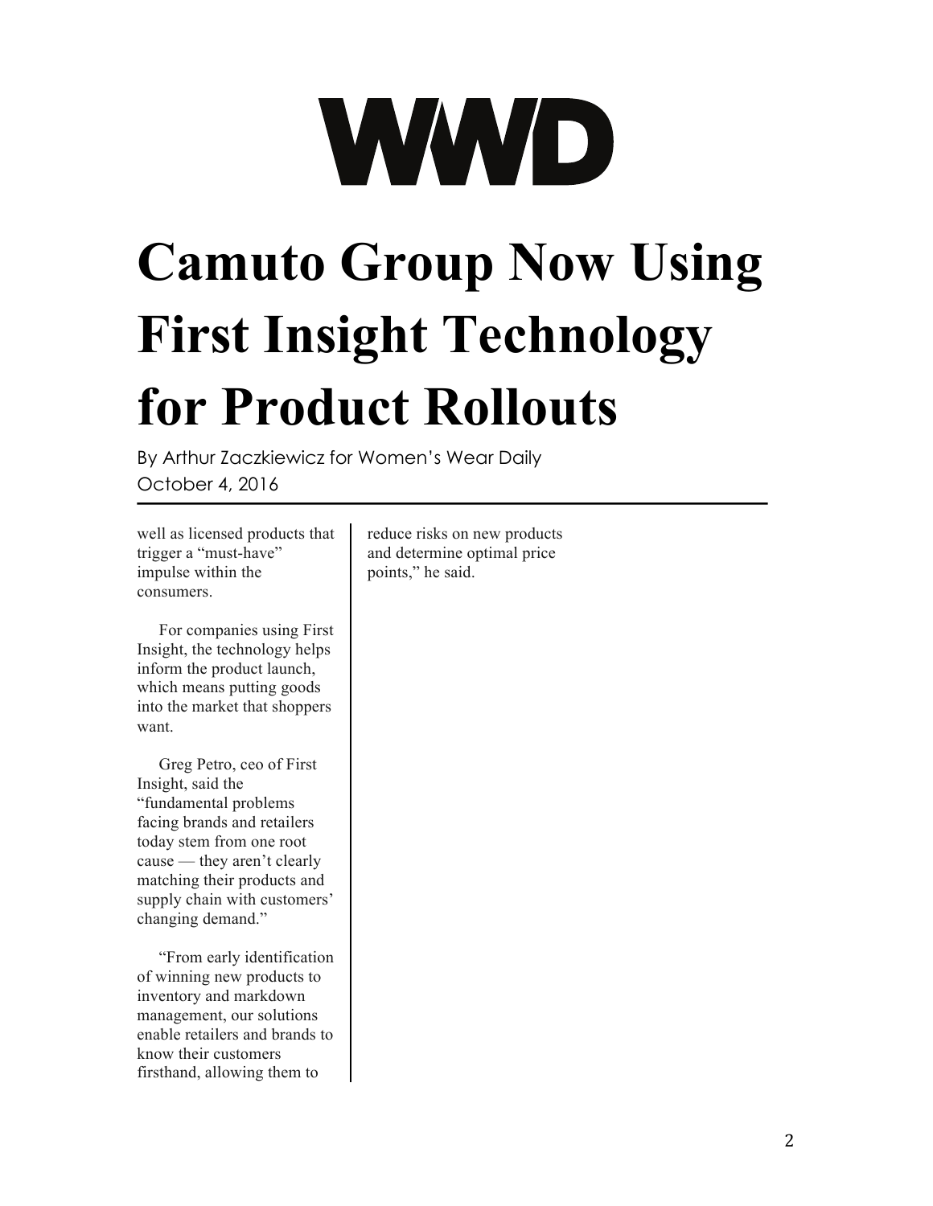WWD

# Camuto Group Now Using First Insight Technology for Product Rollouts

By Arthur Zaczkiewicz for Women's Wear Daily
October 4, 2016

---

well as licensed products that trigger a "must-have" impulse within the consumers.

For companies using First Insight, the technology helps inform the product launch, which means putting goods into the market that shoppers want.

Greg Petro, ceo of First Insight, said the "fundamental problems facing brands and retailers today stem from one root cause — they aren't clearly matching their products and supply chain with customers' changing demand."

"From early identification of winning new products to inventory and markdown management, our solutions enable retailers and brands to know their customers firsthand, allowing them to reduce risks on new products and determine optimal price points," he said.